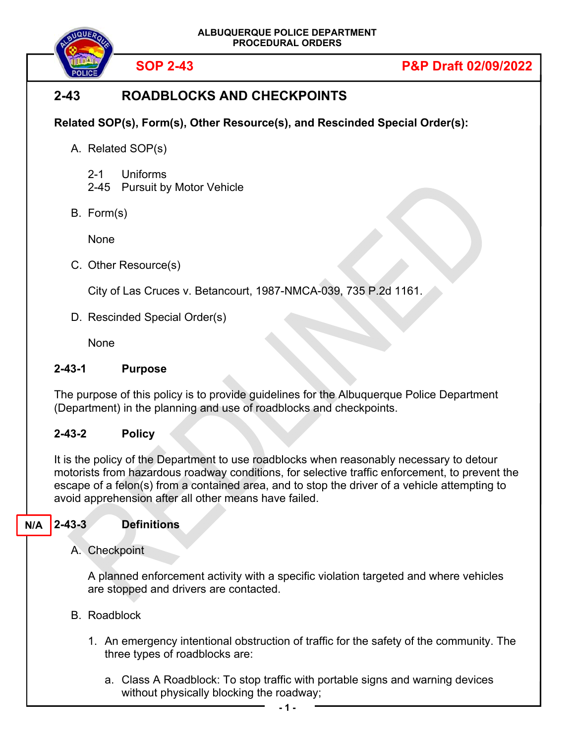ALBUQUERQUE POLICE DEPARTMENT
PROCEDURAL ORDERS

**SOP 2-43** **P&P Draft 02/09/2022**

# 2-43 ROADBLOCKS AND CHECKPOINTS

**Related SOP(s), Form(s), Other Resource(s), and Rescinded Special Order(s):**

A. Related SOP(s)

2-1 Uniforms
2-45 Pursuit by Motor Vehicle

B. Form(s)

None

C. Other Resource(s)

City of Las Cruces v. Betancourt, 1987-NMCA-039, 735 P.2d 1161.

D. Rescinded Special Order(s)

None

## 2-43-1 Purpose

The purpose of this policy is to provide guidelines for the Albuquerque Police Department (Department) in the planning and use of roadblocks and checkpoints.

## 2-43-2 Policy

It is the policy of the Department to use roadblocks when reasonably necessary to detour motorists from hazardous roadway conditions, for selective traffic enforcement, to prevent the escape of a felon(s) from a contained area, and to stop the driver of a vehicle attempting to avoid apprehension after all other means have failed.

## N/A 2-43-3 Definitions

A. Checkpoint

A planned enforcement activity with a specific violation targeted and where vehicles are stopped and drivers are contacted.

B. Roadblock

1. An emergency intentional obstruction of traffic for the safety of the community. The three types of roadblocks are:

    a. Class A Roadblock: To stop traffic with portable signs and warning devices without physically blocking the roadway;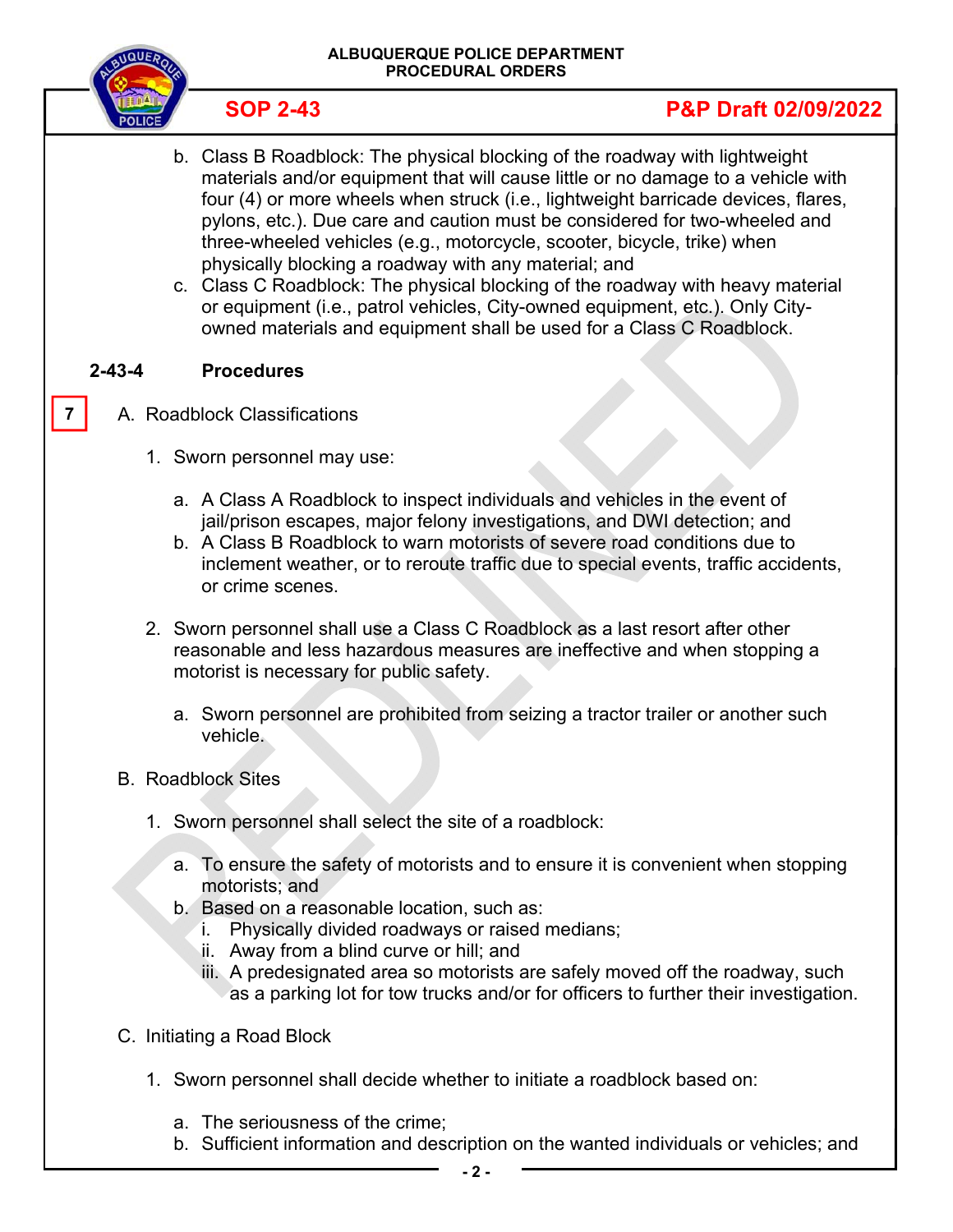b. Class B Roadblock: The physical blocking of the roadway with lightweight materials and/or equipment that will cause little or no damage to a vehicle with four (4) or more wheels when struck (i.e., lightweight barricade devices, flares, pylons, etc.). Due care and caution must be considered for two-wheeled and three-wheeled vehicles (e.g., motorcycle, scooter, bicycle, trike) when physically blocking a roadway with any material; and

c. Class C Roadblock: The physical blocking of the roadway with heavy material or equipment (i.e., patrol vehicles, City-owned equipment, etc.). Only City-owned materials and equipment shall be used for a Class C Roadblock.

## 2-43-4 Procedures

7

A. Roadblock Classifications

1. Sworn personnel may use:

   a. A Class A Roadblock to inspect individuals and vehicles in the event of jail/prison escapes, major felony investigations, and DWI detection; and

   b. A Class B Roadblock to warn motorists of severe road conditions due to inclement weather, or to reroute traffic due to special events, traffic accidents, or crime scenes.

2. Sworn personnel shall use a Class C Roadblock as a last resort after other reasonable and less hazardous measures are ineffective and when stopping a motorist is necessary for public safety.

   a. Sworn personnel are prohibited from seizing a tractor trailer or another such vehicle.

B. Roadblock Sites

1. Sworn personnel shall select the site of a roadblock:

   a. To ensure the safety of motorists and to ensure it is convenient when stopping motorists; and

   b. Based on a reasonable location, such as:

      i. Physically divided roadways or raised medians;

      ii. Away from a blind curve or hill; and

      iii. A predesignated area so motorists are safely moved off the roadway, such as a parking lot for tow trucks and/or for officers to further their investigation.

C. Initiating a Road Block

1. Sworn personnel shall decide whether to initiate a roadblock based on:

   a. The seriousness of the crime;

   b. Sufficient information and description on the wanted individuals or vehicles; and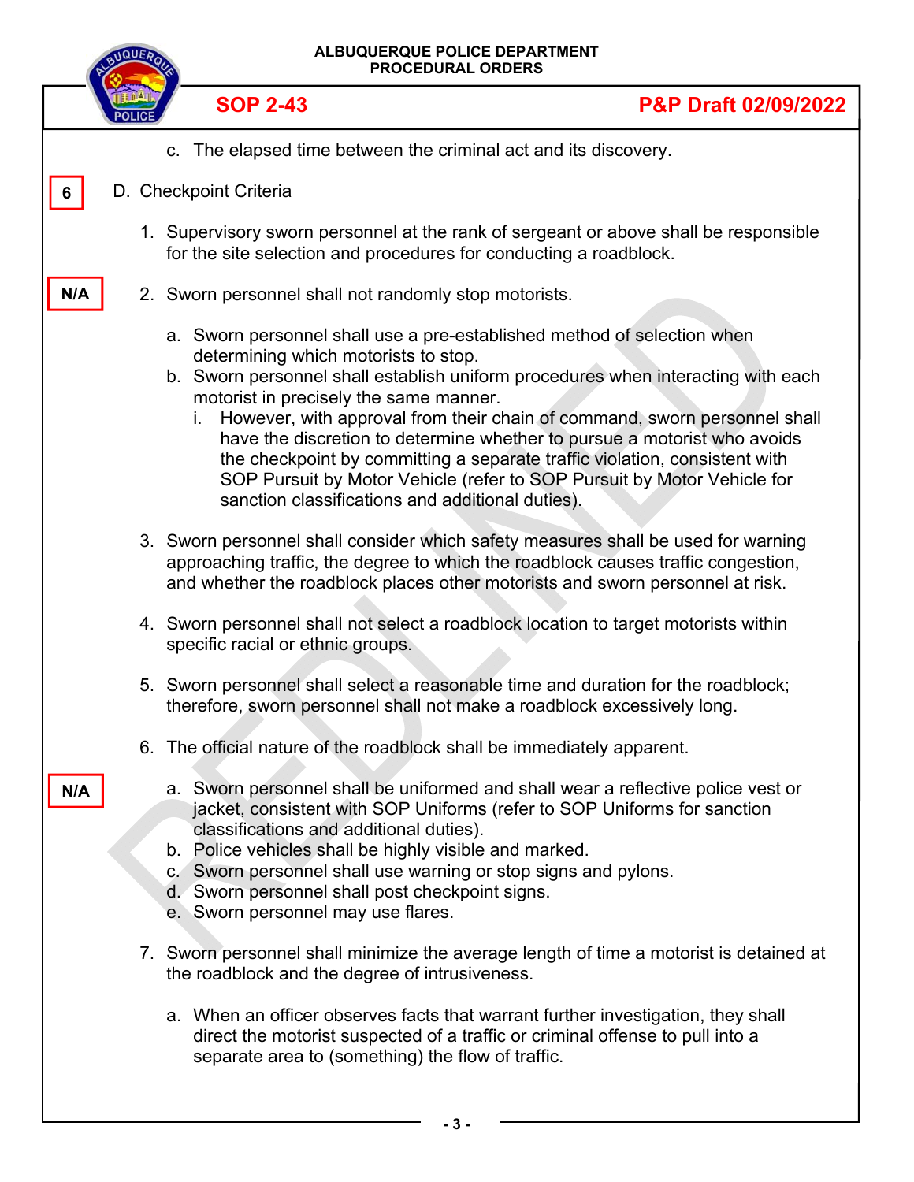c. The elapsed time between the criminal act and its discovery.

6

D. Checkpoint Criteria

1. Supervisory sworn personnel at the rank of sergeant or above shall be responsible for the site selection and procedures for conducting a roadblock.

N/A

2. Sworn personnel shall not randomly stop motorists.

   a. Sworn personnel shall use a pre-established method of selection when determining which motorists to stop.
   b. Sworn personnel shall establish uniform procedures when interacting with each motorist in precisely the same manner.
      i. However, with approval from their chain of command, sworn personnel shall have the discretion to determine whether to pursue a motorist who avoids the checkpoint by committing a separate traffic violation, consistent with SOP Pursuit by Motor Vehicle (refer to SOP Pursuit by Motor Vehicle for sanction classifications and additional duties).

3. Sworn personnel shall consider which safety measures shall be used for warning approaching traffic, the degree to which the roadblock causes traffic congestion, and whether the roadblock places other motorists and sworn personnel at risk.

4. Sworn personnel shall not select a roadblock location to target motorists within specific racial or ethnic groups.

5. Sworn personnel shall select a reasonable time and duration for the roadblock; therefore, sworn personnel shall not make a roadblock excessively long.

6. The official nature of the roadblock shall be immediately apparent.

N/A

   a. Sworn personnel shall be uniformed and shall wear a reflective police vest or jacket, consistent with SOP Uniforms (refer to SOP Uniforms for sanction classifications and additional duties).
   b. Police vehicles shall be highly visible and marked.
   c. Sworn personnel shall use warning or stop signs and pylons.
   d. Sworn personnel shall post checkpoint signs.
   e. Sworn personnel may use flares.

7. Sworn personnel shall minimize the average length of time a motorist is detained at the roadblock and the degree of intrusiveness.

   a. When an officer observes facts that warrant further investigation, they shall direct the motorist suspected of a traffic or criminal offense to pull into a separate area to (something) the flow of traffic.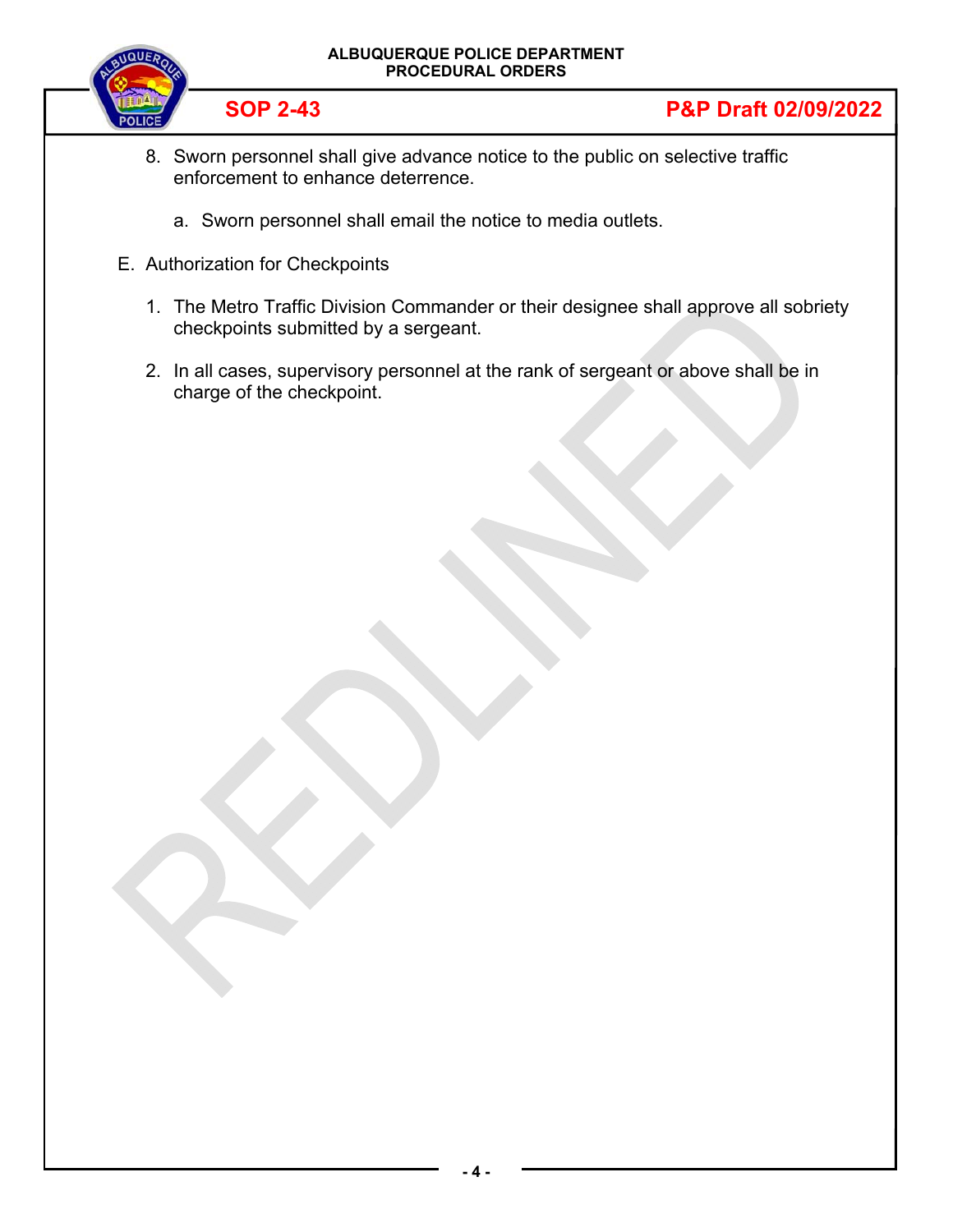8. Sworn personnel shall give advance notice to the public on selective traffic enforcement to enhance deterrence.

    a. Sworn personnel shall email the notice to media outlets.

E. Authorization for Checkpoints

1. The Metro Traffic Division Commander or their designee shall approve all sobriety checkpoints submitted by a sergeant.

2. In all cases, supervisory personnel at the rank of sergeant or above shall be in charge of the checkpoint.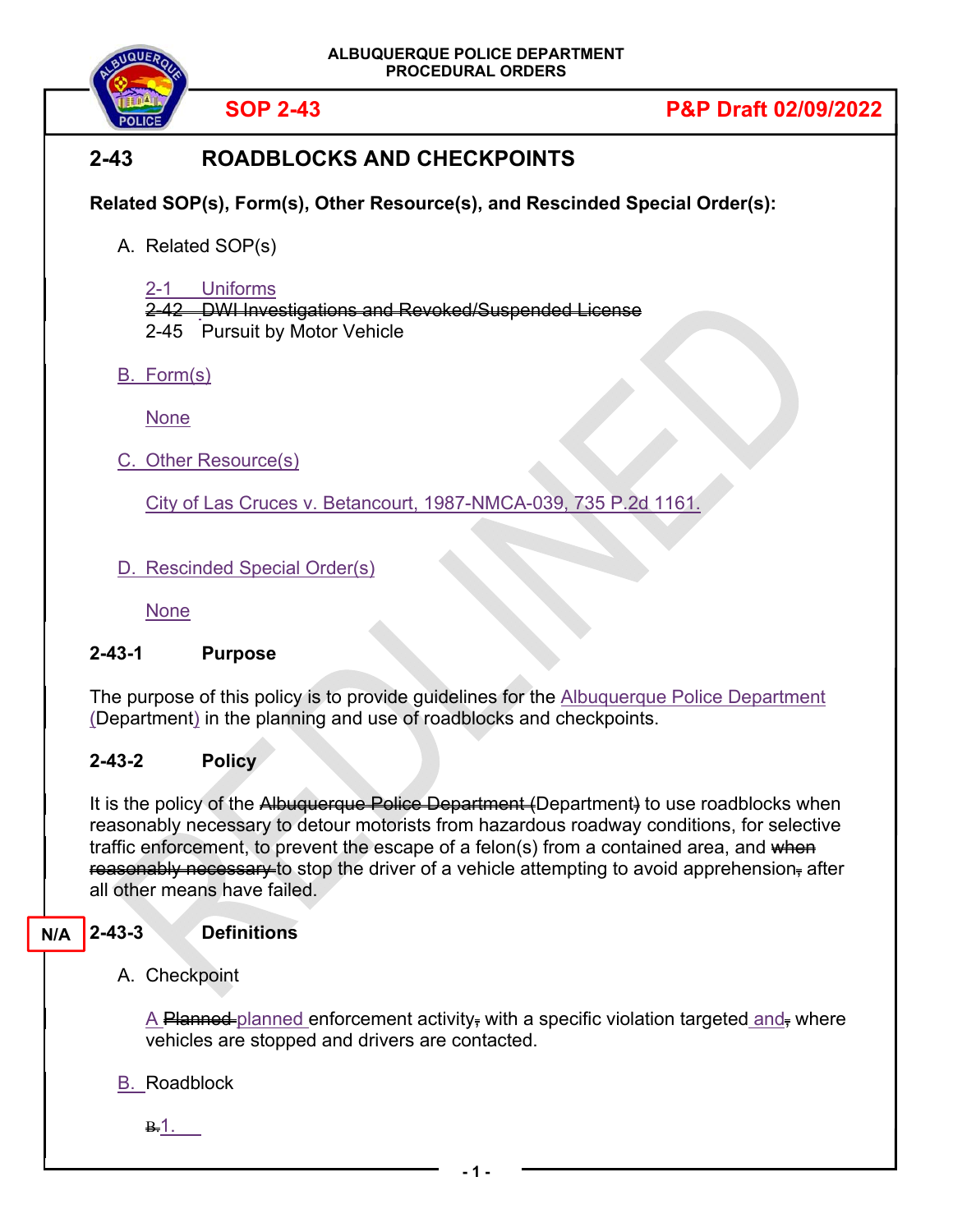SOP 2-43 P&P Draft 02/09/2022

# 2-43 ROADBLOCKS AND CHECKPOINTS

**Related SOP(s), Form(s), Other Resource(s), and Rescinded Special Order(s):**

A. Related SOP(s)

2-1 Uniforms
~~2-42 DWI Investigations and Revoked/Suspended License~~
2-45 Pursuit by Motor Vehicle

B. Form(s)

None

C. Other Resource(s)

City of Las Cruces v. Betancourt, 1987-NMCA-039, 735 P.2d 1161.

D. Rescinded Special Order(s)

None

## 2-43-1 Purpose

The purpose of this policy is to provide guidelines for the Albuquerque Police Department (Department) in the planning and use of roadblocks and checkpoints.

## 2-43-2 Policy

It is the policy of the ~~Albuquerque Police Department (~~Department~~)~~ to use roadblocks when reasonably necessary to detour motorists from hazardous roadway conditions, for selective traffic enforcement, to prevent the escape of a felon(s) from a contained area, and ~~when reasonably necessary~~ to stop the driver of a vehicle attempting to avoid apprehension~~,~~ after all other means have failed.

N/A

## 2-43-3 Definitions

A. Checkpoint

A ~~Planned~~ planned enforcement activity~~,~~ with a specific violation targeted and~~,~~ where vehicles are stopped and drivers are contacted.

B. Roadblock

~~B.~~ 1.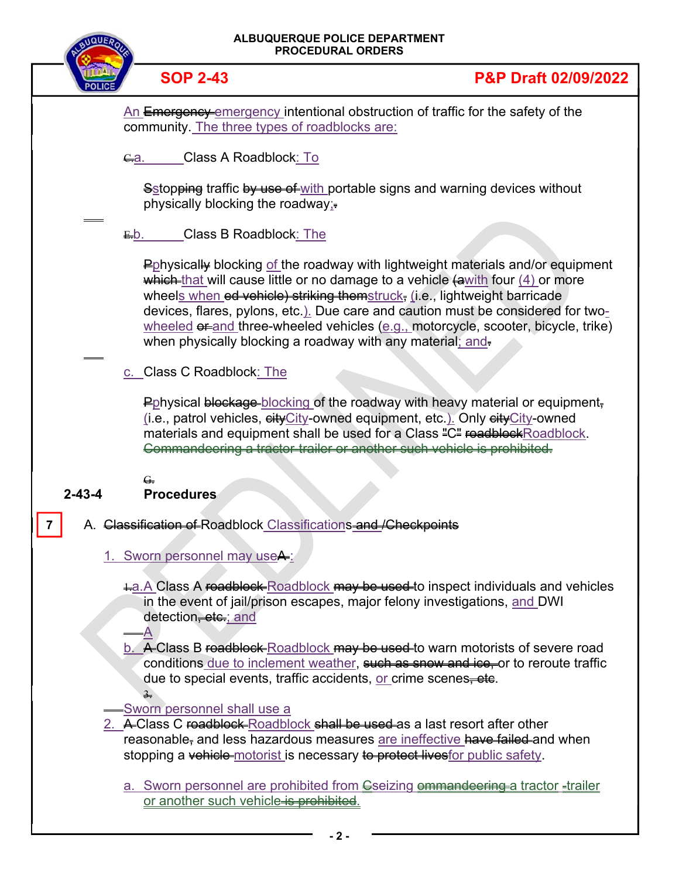An ~~Emergency~~ emergency intentional obstruction of traffic for the safety of the community. The three types of roadblocks are:

~~C.~~a. Class A Roadblock: To

~~S~~stopping traffic ~~by use of~~ with portable signs and warning devices without physically blocking the roadway;~~.~~

~~E.~~b. Class B Roadblock: The

~~P~~physically blocking of the roadway with lightweight materials and/or equipment ~~which~~ that will cause little or no damage to a vehicle ~~(a~~with four (4) or more wheels when ~~ed vehicle) striking them~~struck~~,~~ (i.e., lightweight barricade devices, flares, pylons, etc.). Due care and caution must be considered for two-wheeled ~~or~~ and three-wheeled vehicles (e.g., motorcycle, scooter, bicycle, trike) when physically blocking a roadway with any material; and~~.~~

c. Class C Roadblock: The

~~P~~physical ~~blockage~~ blocking of the roadway with heavy material or equipment~~,~~ (i.e., patrol vehicles, ~~city~~City-owned equipment, etc.). Only ~~city~~City-owned materials and equipment shall be used for a Class "C" ~~roadblock~~Roadblock. ~~Commandeering a tractor-trailer or another such vehicle is prohibited.~~

~~G.~~

## 2-43-4 Procedures

7

A. ~~Classification of~~ Roadblock Classifications ~~and /Checkpoints~~

1. Sworn personnel may use~~A~~:

~~1.~~a. A Class A ~~roadblock~~ Roadblock ~~may be used~~ to inspect individuals and vehicles in the event of jail/prison escapes, major felony investigations, and DWI detection~~, etc.~~; and

A

b. ~~A~~ Class B ~~roadblock~~ Roadblock ~~may be used~~ to warn motorists of severe road conditions due to inclement weather, ~~such as snow and ice,~~ or to reroute traffic due to special events, traffic accidents, or crime scenes~~, etc~~.

~~3.~~

Sworn personnel shall use a

2. ~~A~~ Class C ~~roadblock~~ Roadblock ~~shall be used~~ as a last resort after other reasonable~~,~~ and less hazardous measures are ineffective ~~have failed~~ and when stopping a ~~vehicle~~ motorist is necessary ~~to protect lives~~for public safety.

a. Sworn personnel are prohibited from ~~C~~seizing ~~ommandeering~~ a tractor -trailer or another such vehicle ~~is prohibited~~.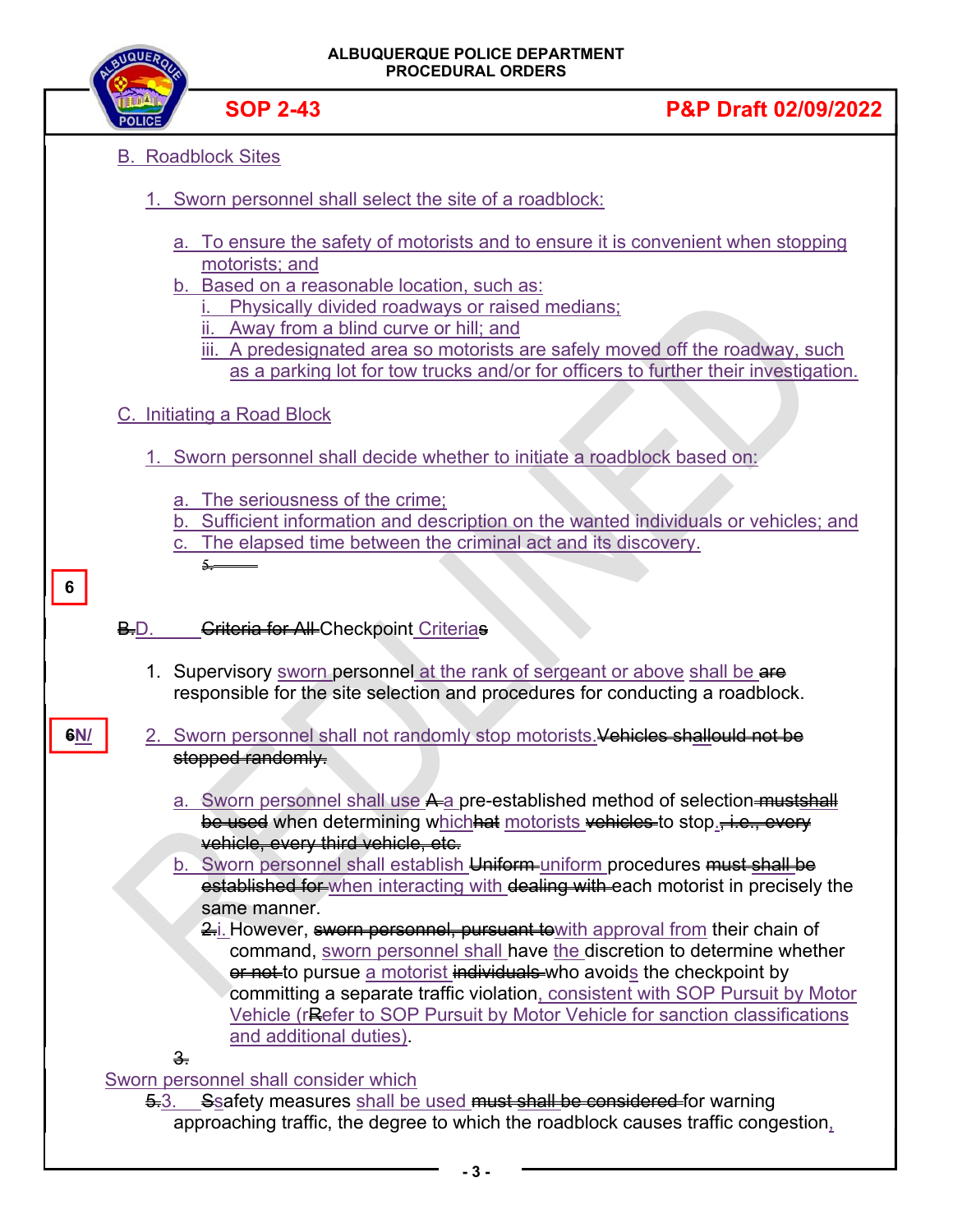B. Roadblock Sites

1. Sworn personnel shall select the site of a roadblock:

    a. To ensure the safety of motorists and to ensure it is convenient when stopping motorists; and
    b. Based on a reasonable location, such as:
        i. Physically divided roadways or raised medians;
        ii. Away from a blind curve or hill; and
        iii. A predesignated area so motorists are safely moved off the roadway, such as a parking lot for tow trucks and/or for officers to further their investigation.

C. Initiating a Road Block

1. Sworn personnel shall decide whether to initiate a roadblock based on:

    a. The seriousness of the crime;
    b. Sufficient information and description on the wanted individuals or vehicles; and
    c. The elapsed time between the criminal act and its discovery.

5.

6

B.D. Criteria for All Checkpoint Criterias

1. Supervisory sworn personnel at the rank of sergeant or above shall be are responsible for the site selection and procedures for conducting a roadblock.

6N/

2. Sworn personnel shall not randomly stop motorists. Vehicles shallould not be stopped randomly.

    a. Sworn personnel shall use A a pre-established method of selection mustshall be used when determining whichhat motorists vehicles to stop., i.e., every vehicle, every third vehicle, etc.
    b. Sworn personnel shall establish Uniform uniform procedures must shall be established for when interacting with dealing with each motorist in precisely the same manner.
        2.i. However, sworn personnel, pursuant towith approval from their chain of command, sworn personnel shall have the discretion to determine whether or not to pursue a motorist individuals who avoids the checkpoint by committing a separate traffic violation, consistent with SOP Pursuit by Motor Vehicle (rRefer to SOP Pursuit by Motor Vehicle for sanction classifications and additional duties).

3.

Sworn personnel shall consider which

5.3. Ssafety measures shall be used must shall be considered for warning approaching traffic, the degree to which the roadblock causes traffic congestion,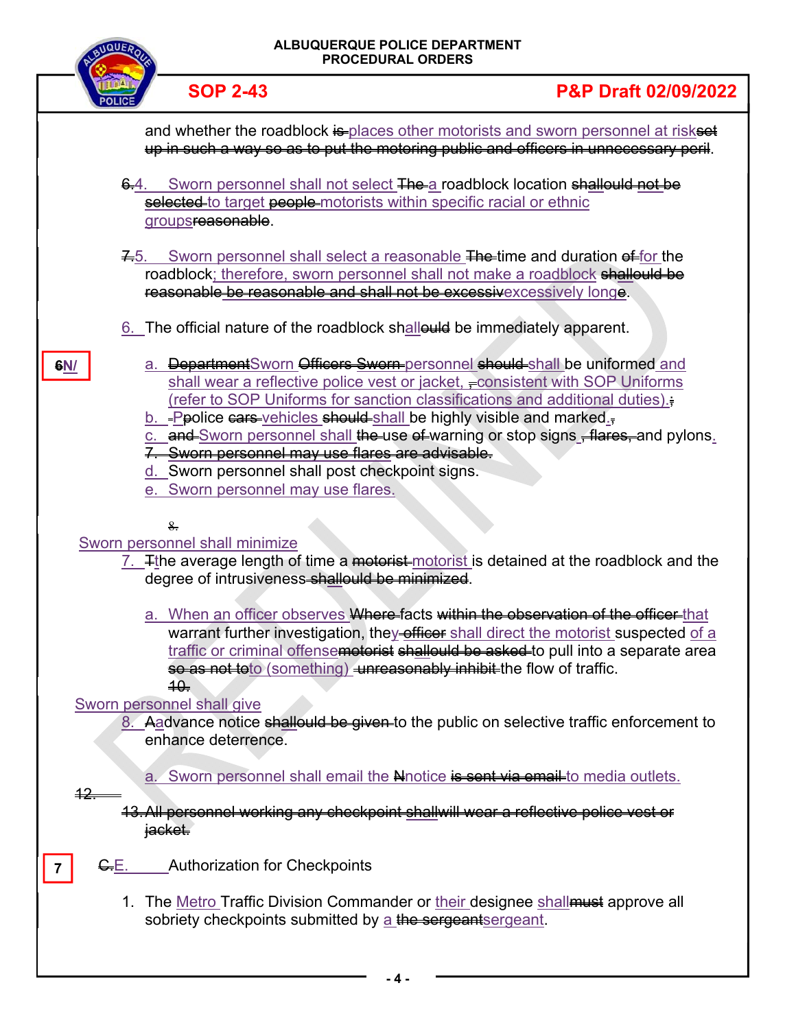and whether the roadblock ~~is~~ places other motorists and sworn personnel at risk~~set up in such a way so as to put the motoring public and officers in unnecessary peril~~.

~~6.~~4. Sworn personnel shall not select ~~The~~ a roadblock location ~~shallould not be selected~~ to target ~~people~~ motorists within specific racial or ethnic groups~~reasonable~~.

~~7.~~5. Sworn personnel shall select a reasonable ~~The~~ time and duration ~~of~~ for the roadblock; therefore, sworn personnel shall not make a roadblock ~~shallould be reasonable be reasonable and shall not be excessiv~~excessively longe.

6. The official nature of the roadblock shall~~ould~~ be immediately apparent.

~~6~~N/

a. ~~Department~~Sworn ~~Officers Sworn~~ personnel ~~should~~ shall be uniformed and shall wear a reflective police vest or jacket, ~~,~~ consistent with SOP Uniforms (refer to SOP Uniforms for sanction classifications and additional duties).~~;~~

b. ~~-P~~police ~~cars~~ vehicles ~~should~~ shall be highly visible and marked.~~,~~

c. ~~and~~ Sworn personnel shall ~~the~~ use ~~of~~ warning or stop signs ~~, flares,~~ and pylons.

~~7. Sworn personnel may use flares are advisable.~~

d. Sworn personnel shall post checkpoint signs.

e. Sworn personnel may use flares.

~~8.~~

Sworn personnel shall minimize

7. ~~T~~the average length of time a ~~motorist~~ motorist is detained at the roadblock and the degree of intrusiveness ~~shallould be minimized~~.

a. When an officer observes ~~Where~~ facts ~~within the observation of the officer~~ that warrant further investigation, they ~~officer~~ shall direct the motorist suspected of a traffic or criminal offense~~motorist shallould be asked~~ to pull into a separate area ~~so as not to~~to (something) ~~unreasonably inhibit~~ the flow of traffic.

~~10.~~

Sworn personnel shall give

8. ~~A~~advance notice ~~shallould be given~~ to the public on selective traffic enforcement to enhance deterrence.

a. Sworn personnel shall email the ~~N~~notice ~~is sent via email~~ to media outlets.

~~12.~~

~~13. All personnel working any checkpoint shallwill wear a reflective police vest or jacket.~~

7

~~C.~~E. Authorization for Checkpoints

1. The Metro Traffic Division Commander or their designee shall~~must~~ approve all sobriety checkpoints submitted by a ~~the sergeant~~sergeant.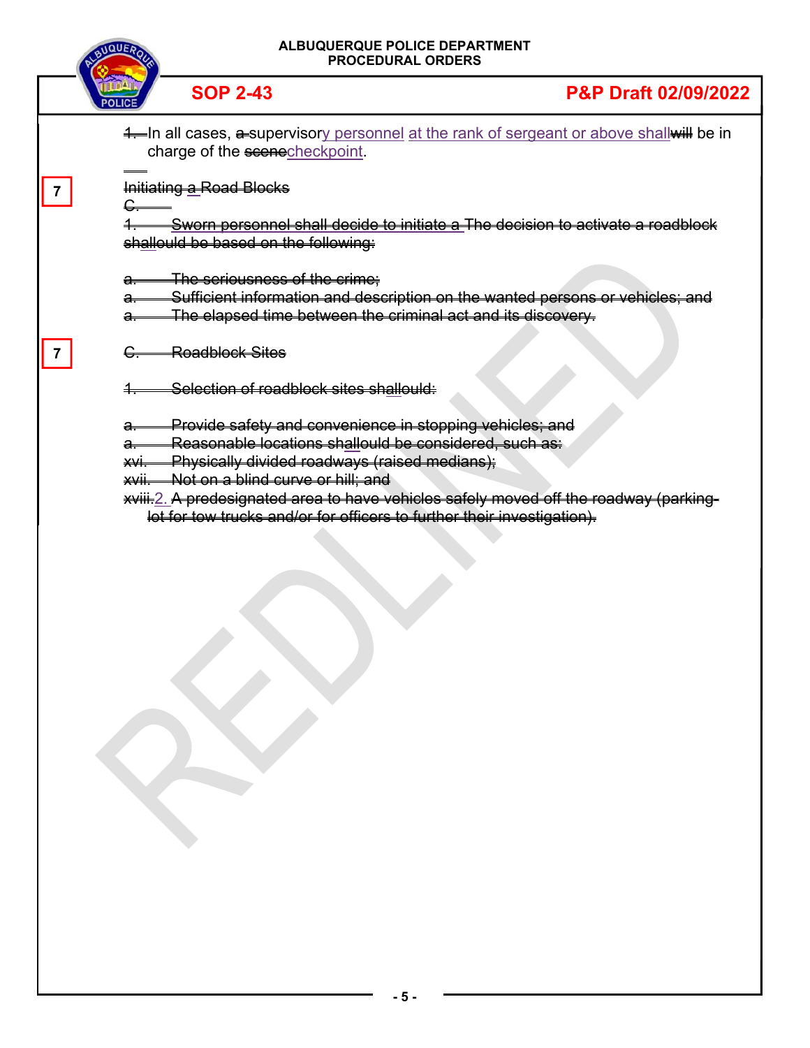~~1.~~ In all cases, ~~a~~ supervisory personnel at the rank of sergeant or above shall~~will~~ be in charge of the ~~scene~~checkpoint.

7

~~Initiating a Road Blocks~~

~~C.~~

~~1. Sworn personnel shall decide to initiate a The decision to activate a roadblock shallould be based on the following:~~

~~a. The seriousness of the crime;~~

~~a. Sufficient information and description on the wanted persons or vehicles; and~~

~~a. The elapsed time between the criminal act and its discovery.~~

7

~~C. Roadblock Sites~~

~~1. Selection of roadblock sites shallould:~~

~~a. Provide safety and convenience in stopping vehicles; and~~

~~a. Reasonable locations shallould be considered, such as:~~

~~xvi. Physically divided roadways (raised medians);~~

~~xvii. Not on a blind curve or hill; and~~

~~xviii.~~2. ~~A predesignated area to have vehicles safely moved off the roadway (parking lot for tow trucks and/or for officers to further their investigation).~~